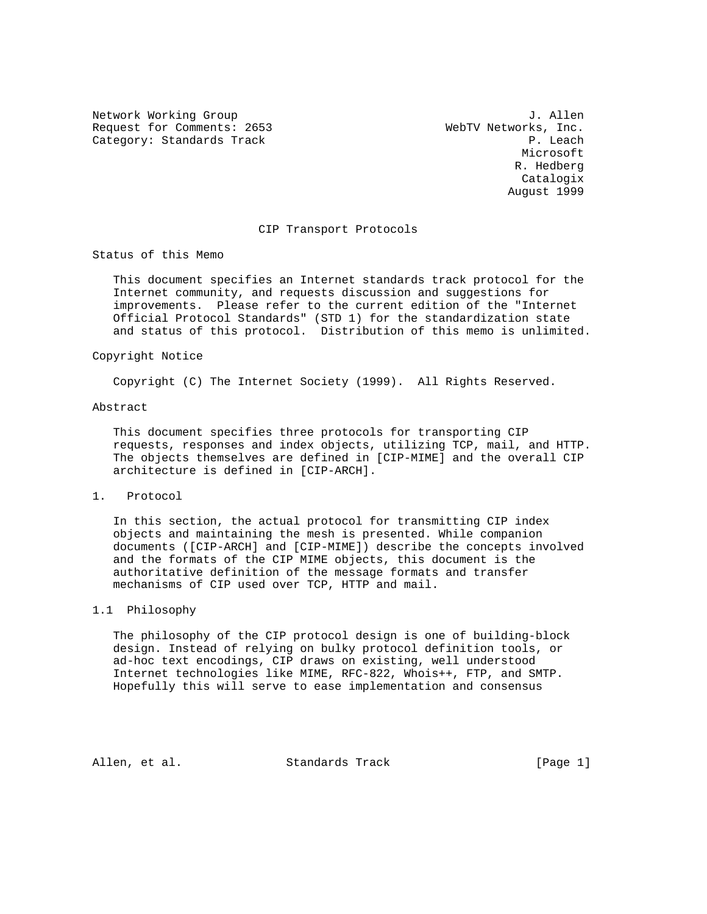Network Working Group J. Allen
Request for Comments: 2653 WebTV Networks, Inc.
Category: Standards Track P. Leach
Microsoft
R. Hedberg
Catalogix
August 1999

# CIP Transport Protocols

## Status of this Memo

This document specifies an Internet standards track protocol for the Internet community, and requests discussion and suggestions for improvements. Please refer to the current edition of the "Internet Official Protocol Standards" (STD 1) for the standardization state and status of this protocol. Distribution of this memo is unlimited.

## Copyright Notice

Copyright (C) The Internet Society (1999). All Rights Reserved.

## Abstract

This document specifies three protocols for transporting CIP requests, responses and index objects, utilizing TCP, mail, and HTTP. The objects themselves are defined in [CIP-MIME] and the overall CIP architecture is defined in [CIP-ARCH].

## 1. Protocol

In this section, the actual protocol for transmitting CIP index objects and maintaining the mesh is presented. While companion documents ([CIP-ARCH] and [CIP-MIME]) describe the concepts involved and the formats of the CIP MIME objects, this document is the authoritative definition of the message formats and transfer mechanisms of CIP used over TCP, HTTP and mail.

### 1.1 Philosophy

The philosophy of the CIP protocol design is one of building-block design. Instead of relying on bulky protocol definition tools, or ad-hoc text encodings, CIP draws on existing, well understood Internet technologies like MIME, RFC-822, Whois++, FTP, and SMTP. Hopefully this will serve to ease implementation and consensus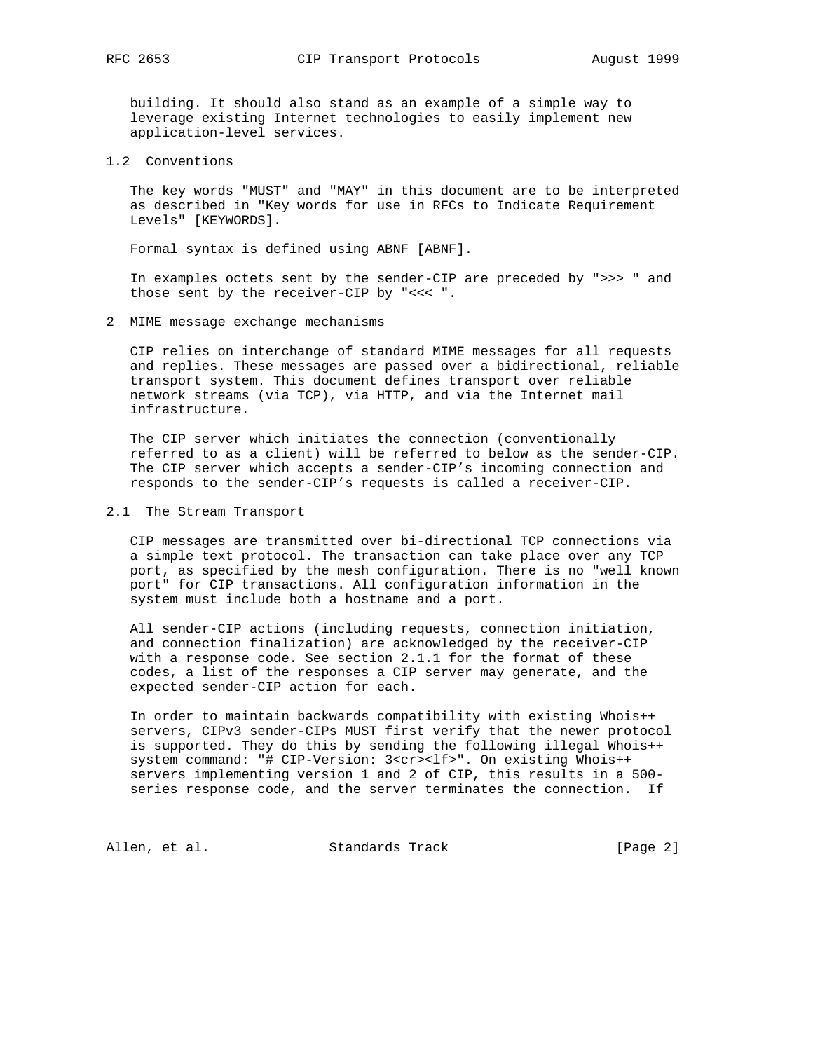building. It should also stand as an example of a simple way to leverage existing Internet technologies to easily implement new application-level services.

### 1.2 Conventions

The key words "MUST" and "MAY" in this document are to be interpreted as described in "Key words for use in RFCs to Indicate Requirement Levels" [KEYWORDS].

Formal syntax is defined using ABNF [ABNF].

In examples octets sent by the sender-CIP are preceded by ">>> " and those sent by the receiver-CIP by "<<< ".

## 2 MIME message exchange mechanisms

CIP relies on interchange of standard MIME messages for all requests and replies. These messages are passed over a bidirectional, reliable transport system. This document defines transport over reliable network streams (via TCP), via HTTP, and via the Internet mail infrastructure.

The CIP server which initiates the connection (conventionally referred to as a client) will be referred to below as the sender-CIP. The CIP server which accepts a sender-CIP's incoming connection and responds to the sender-CIP's requests is called a receiver-CIP.

### 2.1 The Stream Transport

CIP messages are transmitted over bi-directional TCP connections via a simple text protocol. The transaction can take place over any TCP port, as specified by the mesh configuration. There is no "well known port" for CIP transactions. All configuration information in the system must include both a hostname and a port.

All sender-CIP actions (including requests, connection initiation, and connection finalization) are acknowledged by the receiver-CIP with a response code. See section 2.1.1 for the format of these codes, a list of the responses a CIP server may generate, and the expected sender-CIP action for each.

In order to maintain backwards compatibility with existing Whois++ servers, CIPv3 sender-CIPs MUST first verify that the newer protocol is supported. They do this by sending the following illegal Whois++ system command: "# CIP-Version: 3<cr><lf>". On existing Whois++ servers implementing version 1 and 2 of CIP, this results in a 500-series response code, and the server terminates the connection. If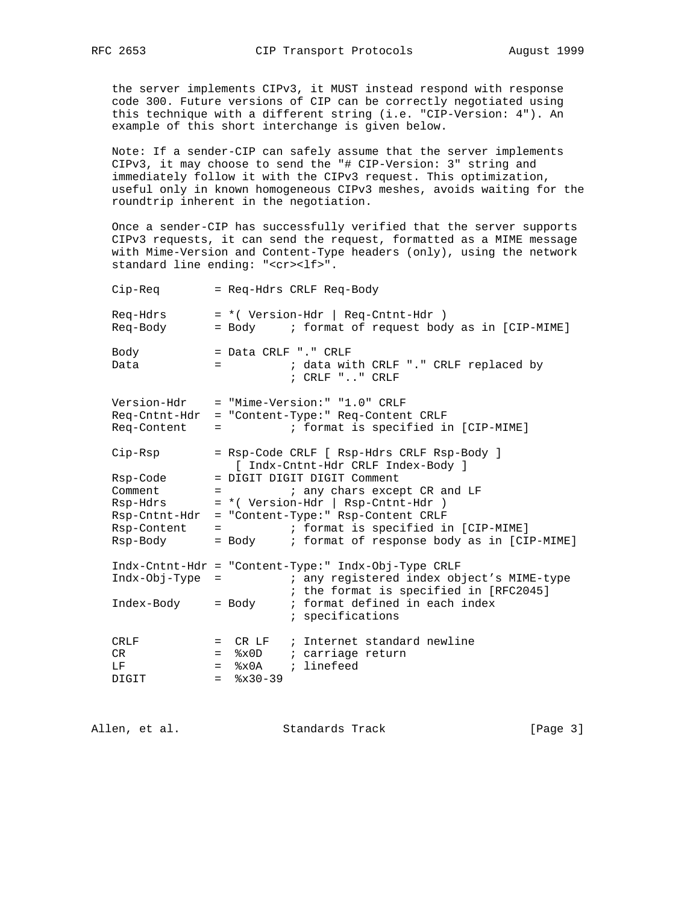the server implements CIPv3, it MUST instead respond with response code 300. Future versions of CIP can be correctly negotiated using this technique with a different string (i.e. "CIP-Version: 4"). An example of this short interchange is given below.

Note: If a sender-CIP can safely assume that the server implements CIPv3, it may choose to send the "# CIP-Version: 3" string and immediately follow it with the CIPv3 request. This optimization, useful only in known homogeneous CIPv3 meshes, avoids waiting for the roundtrip inherent in the negotiation.

Once a sender-CIP has successfully verified that the server supports CIPv3 requests, it can send the request, formatted as a MIME message with Mime-Version and Content-Type headers (only), using the network standard line ending: "<cr><lf>".

```
Cip-Req        = Req-Hdrs CRLF Req-Body

Req-Hdrs       = *( Version-Hdr | Req-Cntnt-Hdr )
Req-Body       = Body     ; format of request body as in [CIP-MIME]

Body           = Data CRLF "." CRLF
Data           =          ; data with CRLF "." CRLF replaced by
                          ; CRLF ".." CRLF

Version-Hdr    = "Mime-Version:" "1.0" CRLF
Req-Cntnt-Hdr  = "Content-Type:" Req-Content CRLF
Req-Content    =          ; format is specified in [CIP-MIME]

Cip-Rsp        = Rsp-Code CRLF [ Rsp-Hdrs CRLF Rsp-Body ]
                 [ Indx-Cntnt-Hdr CRLF Index-Body ]
Rsp-Code       = DIGIT DIGIT DIGIT Comment
Comment        =          ; any chars except CR and LF
Rsp-Hdrs       = *( Version-Hdr | Rsp-Cntnt-Hdr )
Rsp-Cntnt-Hdr  = "Content-Type:" Rsp-Content CRLF
Rsp-Content    =          ; format is specified in [CIP-MIME]
Rsp-Body       = Body     ; format of response body as in [CIP-MIME]

Indx-Cntnt-Hdr = "Content-Type:" Indx-Obj-Type CRLF
Indx-Obj-Type  =          ; any registered index object's MIME-type
                          ; the format is specified in [RFC2045]
Index-Body     = Body     ; format defined in each index
                          ; specifications

CRLF           =  CR LF   ; Internet standard newline
CR             =  %x0D    ; carriage return
LF             =  %x0A    ; linefeed
DIGIT          =  %x30-39
```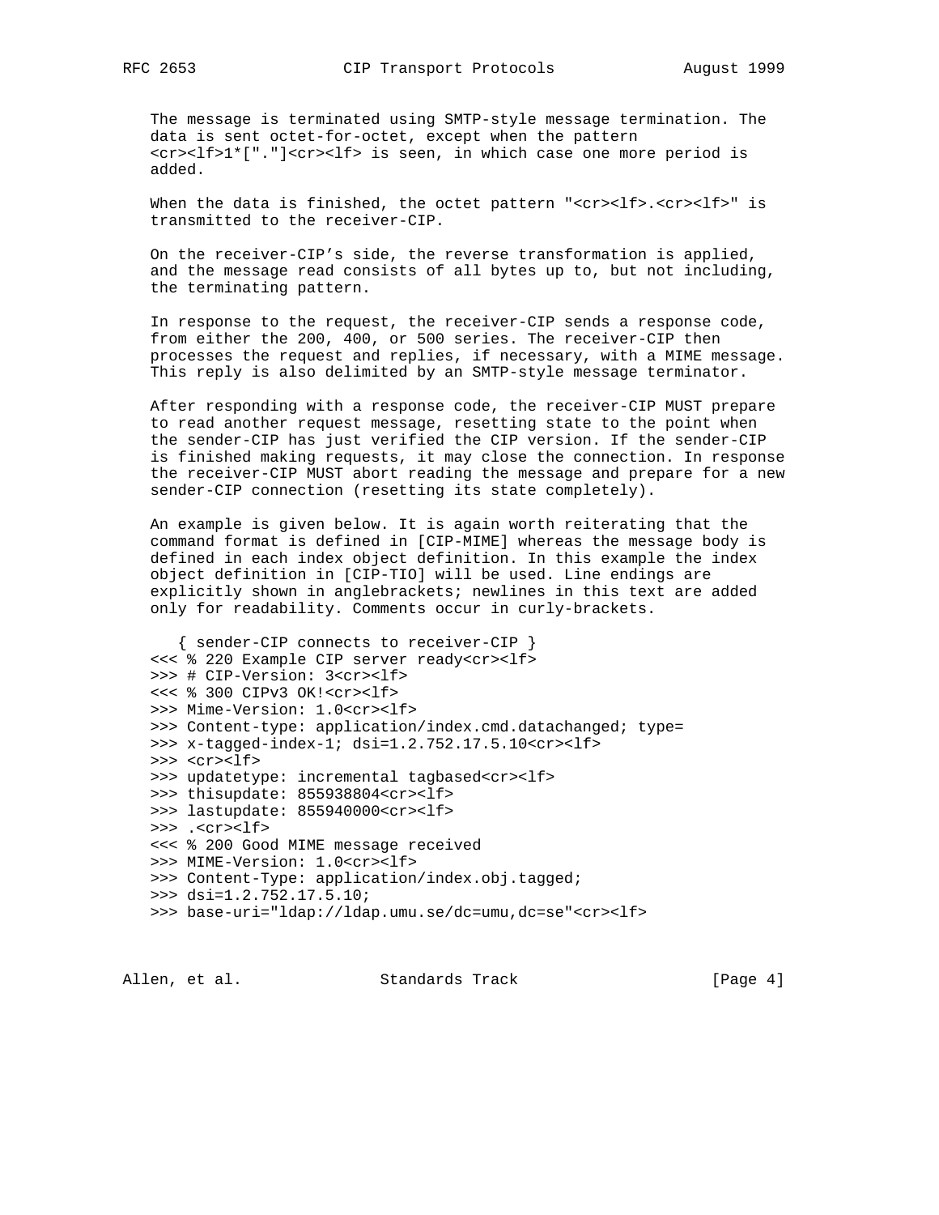The message is terminated using SMTP-style message termination. The data is sent octet-for-octet, except when the pattern <cr><lf>1*["."]<cr><lf> is seen, in which case one more period is added.

When the data is finished, the octet pattern "<cr><lf>.<cr><lf>" is transmitted to the receiver-CIP.

On the receiver-CIP's side, the reverse transformation is applied, and the message read consists of all bytes up to, but not including, the terminating pattern.

In response to the request, the receiver-CIP sends a response code, from either the 200, 400, or 500 series. The receiver-CIP then processes the request and replies, if necessary, with a MIME message. This reply is also delimited by an SMTP-style message terminator.

After responding with a response code, the receiver-CIP MUST prepare to read another request message, resetting state to the point when the sender-CIP has just verified the CIP version. If the sender-CIP is finished making requests, it may close the connection. In response the receiver-CIP MUST abort reading the message and prepare for a new sender-CIP connection (resetting its state completely).

An example is given below. It is again worth reiterating that the command format is defined in [CIP-MIME] whereas the message body is defined in each index object definition. In this example the index object definition in [CIP-TIO] will be used. Line endings are explicitly shown in anglebrackets; newlines in this text are added only for readability. Comments occur in curly-brackets.

```
   { sender-CIP connects to receiver-CIP }
<<< % 220 Example CIP server ready<cr><lf>
>>> # CIP-Version: 3<cr><lf>
<<< % 300 CIPv3 OK!<cr><lf>
>>> Mime-Version: 1.0<cr><lf>
>>> Content-type: application/index.cmd.datachanged; type=
>>> x-tagged-index-1; dsi=1.2.752.17.5.10<cr><lf>
>>> <cr><lf>
>>> updatetype: incremental tagbased<cr><lf>
>>> thisupdate: 855938804<cr><lf>
>>> lastupdate: 855940000<cr><lf>
>>> .<cr><lf>
<<< % 200 Good MIME message received
>>> MIME-Version: 1.0<cr><lf>
>>> Content-Type: application/index.obj.tagged;
>>> dsi=1.2.752.17.5.10;
>>> base-uri="ldap://ldap.umu.se/dc=umu,dc=se"<cr><lf>
```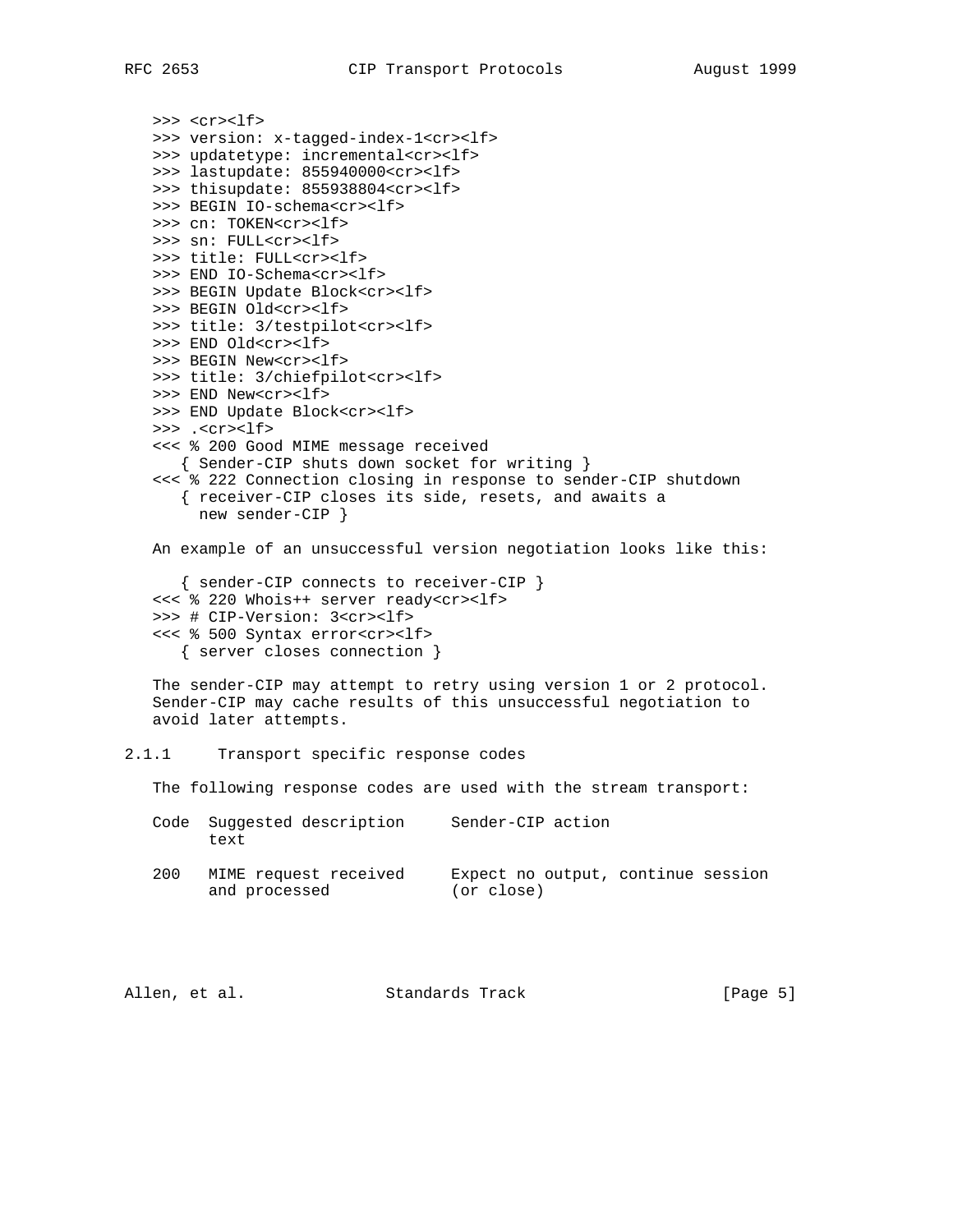```
>>> <cr><lf>
>>> version: x-tagged-index-1<cr><lf>
>>> updatetype: incremental<cr><lf>
>>> lastupdate: 855940000<cr><lf>
>>> thisupdate: 855938804<cr><lf>
>>> BEGIN IO-schema<cr><lf>
>>> cn: TOKEN<cr><lf>
>>> sn: FULL<cr><lf>
>>> title: FULL<cr><lf>
>>> END IO-Schema<cr><lf>
>>> BEGIN Update Block<cr><lf>
>>> BEGIN Old<cr><lf>
>>> title: 3/testpilot<cr><lf>
>>> END Old<cr><lf>
>>> BEGIN New<cr><lf>
>>> title: 3/chiefpilot<cr><lf>
>>> END New<cr><lf>
>>> END Update Block<cr><lf>
>>> .<cr><lf>
<<< % 200 Good MIME message received
   { Sender-CIP shuts down socket for writing }
<<< % 222 Connection closing in response to sender-CIP shutdown
   { receiver-CIP closes its side, resets, and awaits a
     new sender-CIP }
```

An example of an unsuccessful version negotiation looks like this:

```
   { sender-CIP connects to receiver-CIP }
<<< % 220 Whois++ server ready<cr><lf>
>>> # CIP-Version: 3<cr><lf>
<<< % 500 Syntax error<cr><lf>
   { server closes connection }
```

The sender-CIP may attempt to retry using version 1 or 2 protocol. Sender-CIP may cache results of this unsuccessful negotiation to avoid later attempts.

### 2.1.1 Transport specific response codes

The following response codes are used with the stream transport:

| Code | Suggested description text | Sender-CIP action |
|---|---|---|
| 200 | MIME request received and processed | Expect no output, continue session (or close) |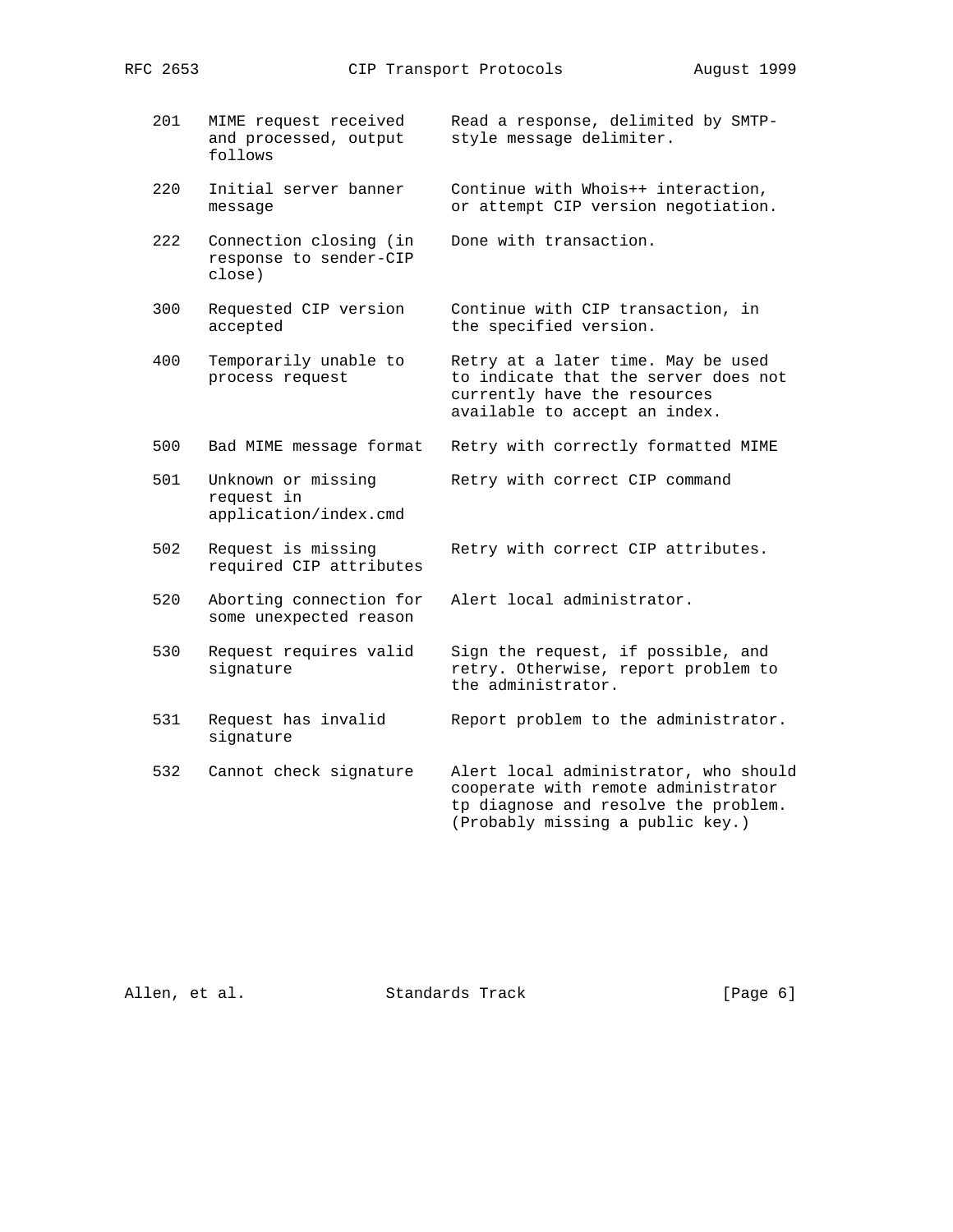| Code | Meaning | Action |
|---|---|---|
| 201 | MIME request received and processed, output follows | Read a response, delimited by SMTP-style message delimiter. |
| 220 | Initial server banner message | Continue with Whois++ interaction, or attempt CIP version negotiation. |
| 222 | Connection closing (in response to sender-CIP close) | Done with transaction. |
| 300 | Requested CIP version accepted | Continue with CIP transaction, in the specified version. |
| 400 | Temporarily unable to process request | Retry at a later time. May be used to indicate that the server does not currently have the resources available to accept an index. |
| 500 | Bad MIME message format | Retry with correctly formatted MIME |
| 501 | Unknown or missing request in application/index.cmd | Retry with correct CIP command |
| 502 | Request is missing required CIP attributes | Retry with correct CIP attributes. |
| 520 | Aborting connection for some unexpected reason | Alert local administrator. |
| 530 | Request requires valid signature | Sign the request, if possible, and retry. Otherwise, report problem to the administrator. |
| 531 | Request has invalid signature | Report problem to the administrator. |
| 532 | Cannot check signature | Alert local administrator, who should cooperate with remote administrator tp diagnose and resolve the problem. (Probably missing a public key.) |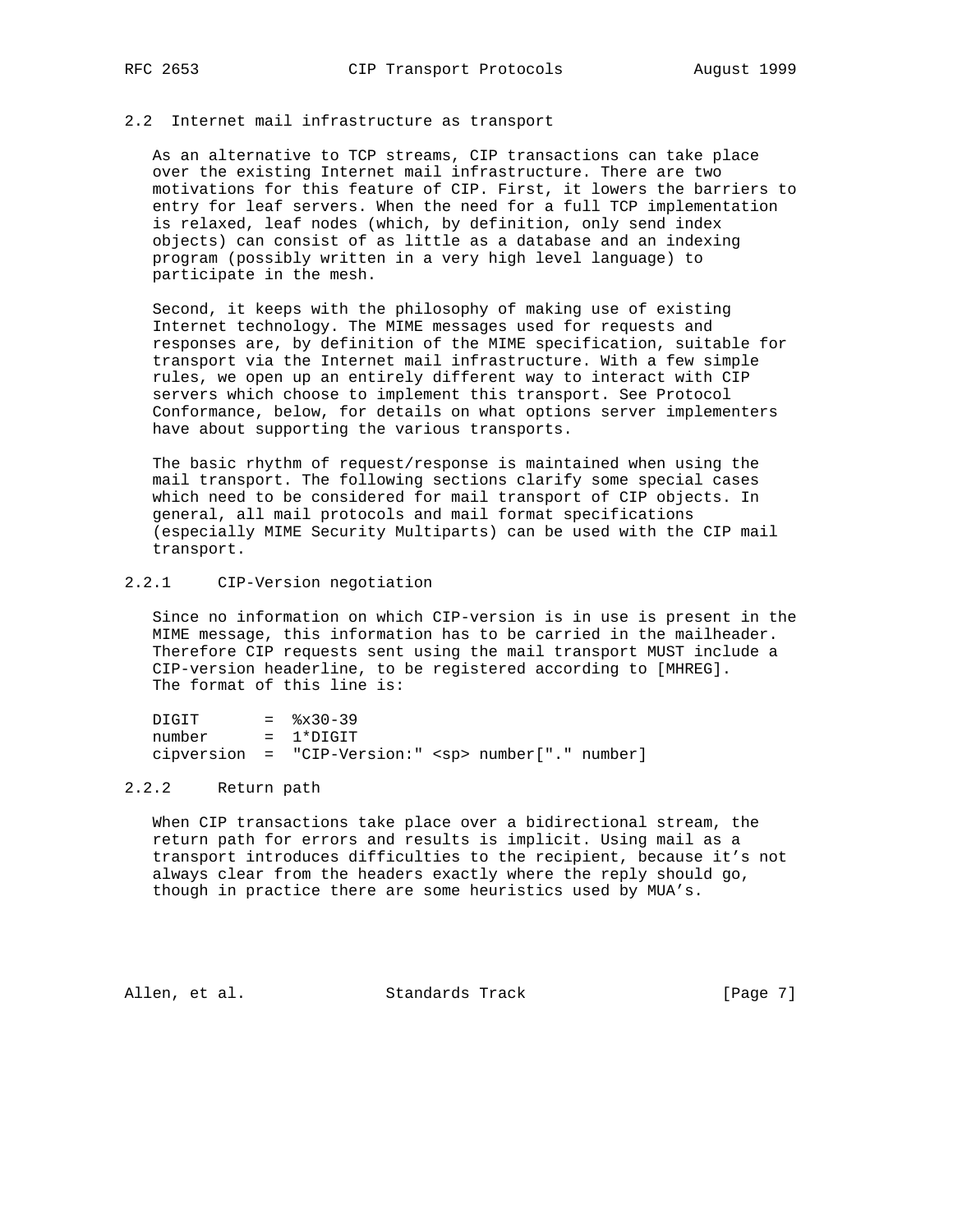## 2.2 Internet mail infrastructure as transport

As an alternative to TCP streams, CIP transactions can take place over the existing Internet mail infrastructure. There are two motivations for this feature of CIP. First, it lowers the barriers to entry for leaf servers. When the need for a full TCP implementation is relaxed, leaf nodes (which, by definition, only send index objects) can consist of as little as a database and an indexing program (possibly written in a very high level language) to participate in the mesh.

Second, it keeps with the philosophy of making use of existing Internet technology. The MIME messages used for requests and responses are, by definition of the MIME specification, suitable for transport via the Internet mail infrastructure. With a few simple rules, we open up an entirely different way to interact with CIP servers which choose to implement this transport. See Protocol Conformance, below, for details on what options server implementers have about supporting the various transports.

The basic rhythm of request/response is maintained when using the mail transport. The following sections clarify some special cases which need to be considered for mail transport of CIP objects. In general, all mail protocols and mail format specifications (especially MIME Security Multiparts) can be used with the CIP mail transport.

### 2.2.1 CIP-Version negotiation

Since no information on which CIP-version is in use is present in the MIME message, this information has to be carried in the mailheader. Therefore CIP requests sent using the mail transport MUST include a CIP-version headerline, to be registered according to [MHREG]. The format of this line is:

```
DIGIT       =  %x30-39
number      =  1*DIGIT
cipversion  =  "CIP-Version:" <sp> number["." number]
```

### 2.2.2 Return path

When CIP transactions take place over a bidirectional stream, the return path for errors and results is implicit. Using mail as a transport introduces difficulties to the recipient, because it's not always clear from the headers exactly where the reply should go, though in practice there are some heuristics used by MUA's.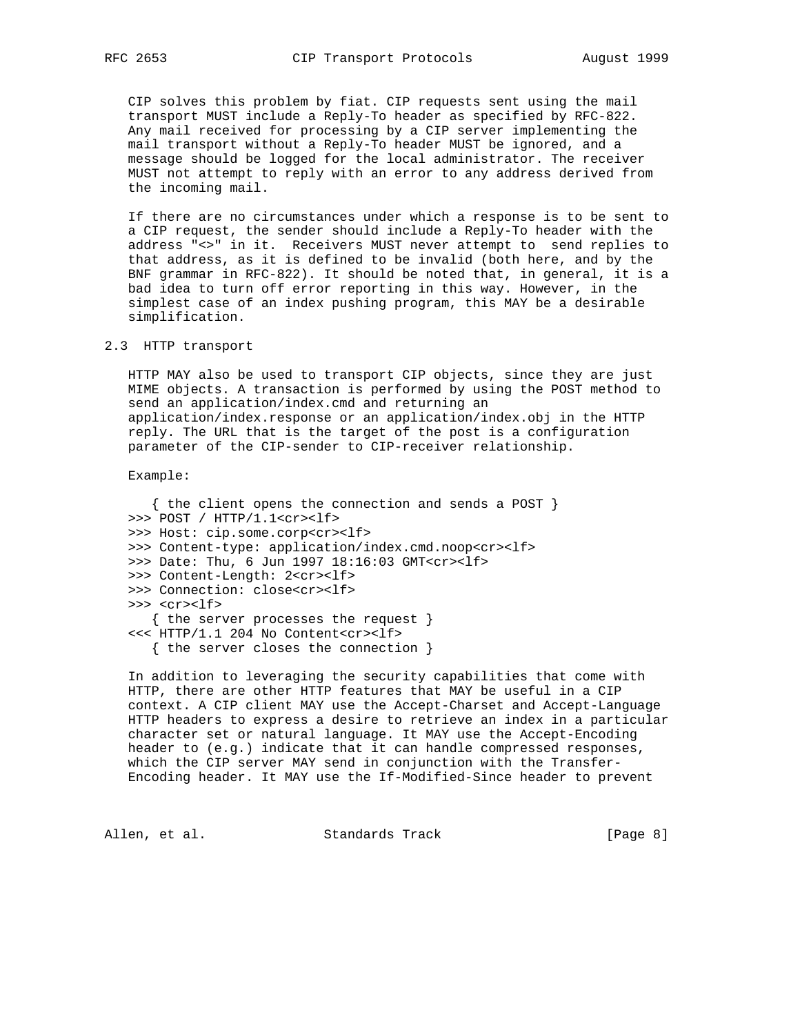CIP solves this problem by fiat. CIP requests sent using the mail transport MUST include a Reply-To header as specified by RFC-822. Any mail received for processing by a CIP server implementing the mail transport without a Reply-To header MUST be ignored, and a message should be logged for the local administrator. The receiver MUST not attempt to reply with an error to any address derived from the incoming mail.

If there are no circumstances under which a response is to be sent to a CIP request, the sender should include a Reply-To header with the address "<>" in it. Receivers MUST never attempt to send replies to that address, as it is defined to be invalid (both here, and by the BNF grammar in RFC-822). It should be noted that, in general, it is a bad idea to turn off error reporting in this way. However, in the simplest case of an index pushing program, this MAY be a desirable simplification.

## 2.3 HTTP transport

HTTP MAY also be used to transport CIP objects, since they are just MIME objects. A transaction is performed by using the POST method to send an application/index.cmd and returning an application/index.response or an application/index.obj in the HTTP reply. The URL that is the target of the post is a configuration parameter of the CIP-sender to CIP-receiver relationship.

Example:

```
   { the client opens the connection and sends a POST }
>>> POST / HTTP/1.1<cr><lf>
>>> Host: cip.some.corp<cr><lf>
>>> Content-type: application/index.cmd.noop<cr><lf>
>>> Date: Thu, 6 Jun 1997 18:16:03 GMT<cr><lf>
>>> Content-Length: 2<cr><lf>
>>> Connection: close<cr><lf>
>>> <cr><lf>
   { the server processes the request }
<<< HTTP/1.1 204 No Content<cr><lf>
   { the server closes the connection }
```

In addition to leveraging the security capabilities that come with HTTP, there are other HTTP features that MAY be useful in a CIP context. A CIP client MAY use the Accept-Charset and Accept-Language HTTP headers to express a desire to retrieve an index in a particular character set or natural language. It MAY use the Accept-Encoding header to (e.g.) indicate that it can handle compressed responses, which the CIP server MAY send in conjunction with the Transfer-Encoding header. It MAY use the If-Modified-Since header to prevent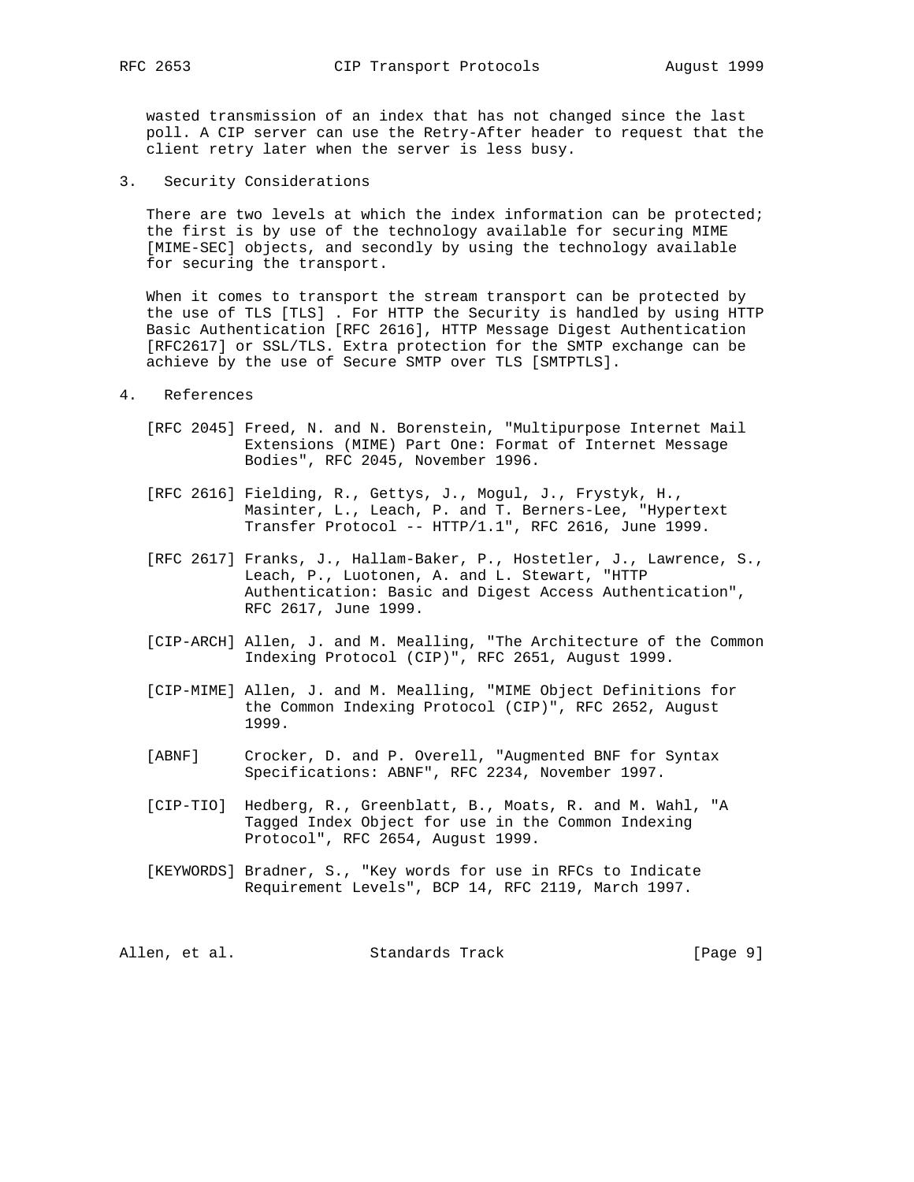wasted transmission of an index that has not changed since the last poll. A CIP server can use the Retry-After header to request that the client retry later when the server is less busy.

## 3. Security Considerations

There are two levels at which the index information can be protected; the first is by use of the technology available for securing MIME [MIME-SEC] objects, and secondly by using the technology available for securing the transport.

When it comes to transport the stream transport can be protected by the use of TLS [TLS] . For HTTP the Security is handled by using HTTP Basic Authentication [RFC 2616], HTTP Message Digest Authentication [RFC2617] or SSL/TLS. Extra protection for the SMTP exchange can be achieve by the use of Secure SMTP over TLS [SMTPTLS].

## 4. References

[RFC 2045] Freed, N. and N. Borenstein, "Multipurpose Internet Mail Extensions (MIME) Part One: Format of Internet Message Bodies", RFC 2045, November 1996.

[RFC 2616] Fielding, R., Gettys, J., Mogul, J., Frystyk, H., Masinter, L., Leach, P. and T. Berners-Lee, "Hypertext Transfer Protocol -- HTTP/1.1", RFC 2616, June 1999.

[RFC 2617] Franks, J., Hallam-Baker, P., Hostetler, J., Lawrence, S., Leach, P., Luotonen, A. and L. Stewart, "HTTP Authentication: Basic and Digest Access Authentication", RFC 2617, June 1999.

[CIP-ARCH] Allen, J. and M. Mealling, "The Architecture of the Common Indexing Protocol (CIP)", RFC 2651, August 1999.

[CIP-MIME] Allen, J. and M. Mealling, "MIME Object Definitions for the Common Indexing Protocol (CIP)", RFC 2652, August 1999.

[ABNF] Crocker, D. and P. Overell, "Augmented BNF for Syntax Specifications: ABNF", RFC 2234, November 1997.

[CIP-TIO] Hedberg, R., Greenblatt, B., Moats, R. and M. Wahl, "A Tagged Index Object for use in the Common Indexing Protocol", RFC 2654, August 1999.

[KEYWORDS] Bradner, S., "Key words for use in RFCs to Indicate Requirement Levels", BCP 14, RFC 2119, March 1997.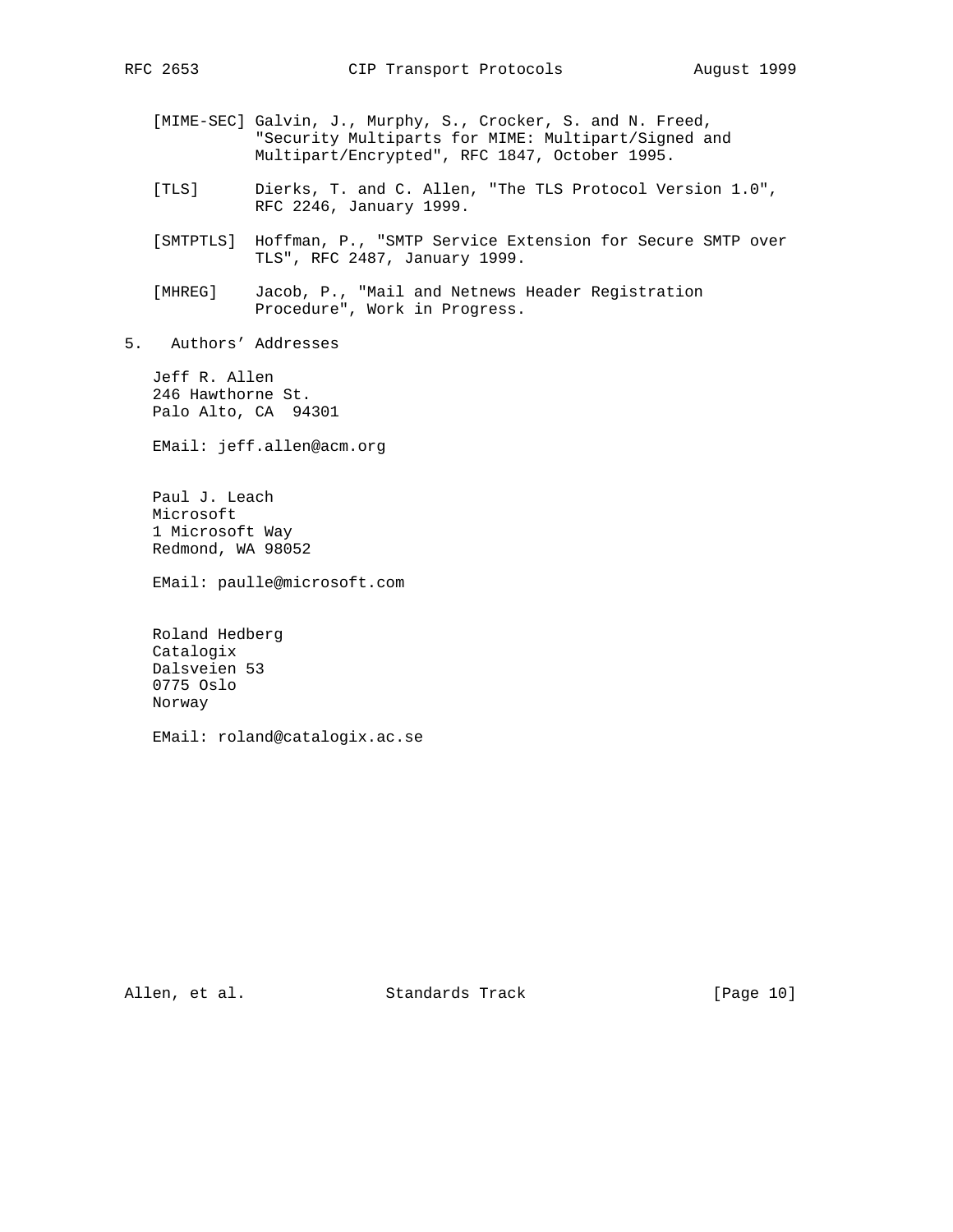[MIME-SEC] Galvin, J., Murphy, S., Crocker, S. and N. Freed, "Security Multiparts for MIME: Multipart/Signed and Multipart/Encrypted", RFC 1847, October 1995.

[TLS] Dierks, T. and C. Allen, "The TLS Protocol Version 1.0", RFC 2246, January 1999.

[SMTPTLS] Hoffman, P., "SMTP Service Extension for Secure SMTP over TLS", RFC 2487, January 1999.

[MHREG] Jacob, P., "Mail and Netnews Header Registration Procedure", Work in Progress.

## 5. Authors' Addresses

Jeff R. Allen
246 Hawthorne St.
Palo Alto, CA 94301

EMail: jeff.allen@acm.org

Paul J. Leach
Microsoft
1 Microsoft Way
Redmond, WA 98052

EMail: paulle@microsoft.com

Roland Hedberg
Catalogix
Dalsveien 53
0775 Oslo
Norway

EMail: roland@catalogix.ac.se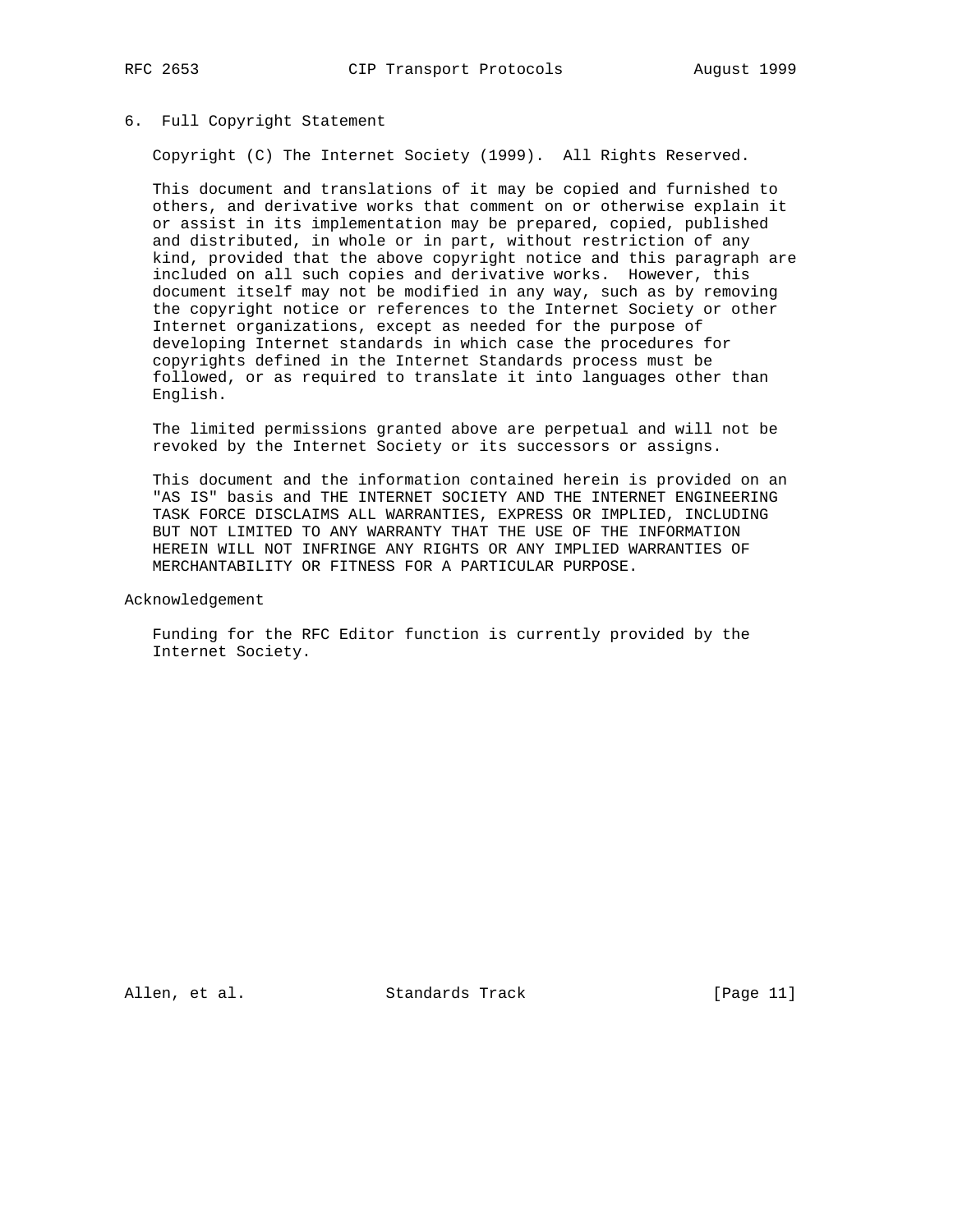## 6. Full Copyright Statement

Copyright (C) The Internet Society (1999). All Rights Reserved.

This document and translations of it may be copied and furnished to others, and derivative works that comment on or otherwise explain it or assist in its implementation may be prepared, copied, published and distributed, in whole or in part, without restriction of any kind, provided that the above copyright notice and this paragraph are included on all such copies and derivative works. However, this document itself may not be modified in any way, such as by removing the copyright notice or references to the Internet Society or other Internet organizations, except as needed for the purpose of developing Internet standards in which case the procedures for copyrights defined in the Internet Standards process must be followed, or as required to translate it into languages other than English.

The limited permissions granted above are perpetual and will not be revoked by the Internet Society or its successors or assigns.

This document and the information contained herein is provided on an "AS IS" basis and THE INTERNET SOCIETY AND THE INTERNET ENGINEERING TASK FORCE DISCLAIMS ALL WARRANTIES, EXPRESS OR IMPLIED, INCLUDING BUT NOT LIMITED TO ANY WARRANTY THAT THE USE OF THE INFORMATION HEREIN WILL NOT INFRINGE ANY RIGHTS OR ANY IMPLIED WARRANTIES OF MERCHANTABILITY OR FITNESS FOR A PARTICULAR PURPOSE.

## Acknowledgement

Funding for the RFC Editor function is currently provided by the Internet Society.